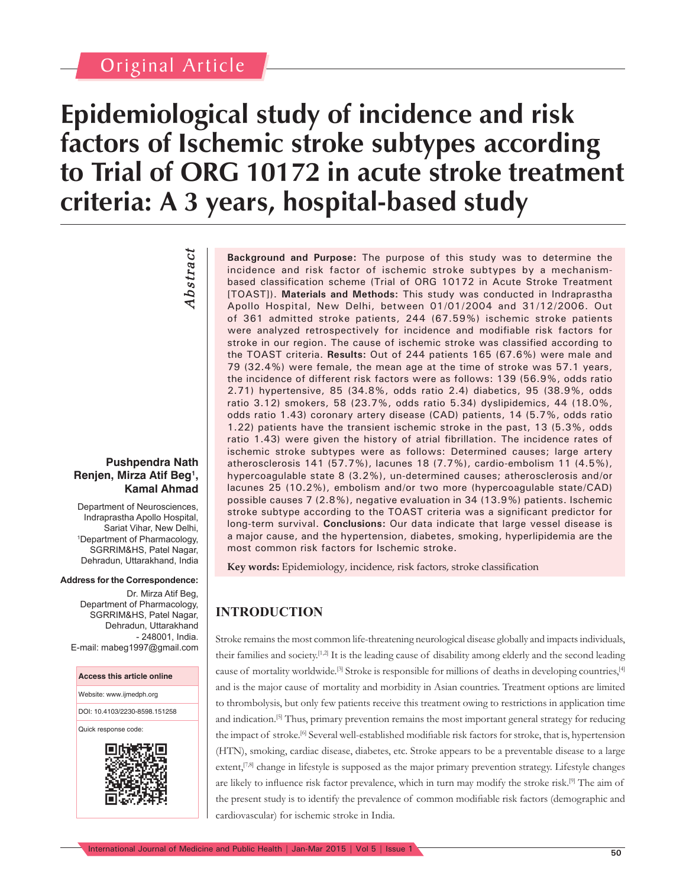Original Article

# Epidemiological study of incidence and risk factors of Ischemic stroke subtypes according to Trial of ORG 10172 in acute stroke treatment criteria: A 3 years, hospital-based study

**Pushpendra Nath Renjen, Mirza Atif Beg[1], Kamal Ahmad**

Department of Neurosciences, Indraprastha Apollo Hospital, Sariat Vihar, New Delhi, [1]Department of Pharmacology, SGRRIM&HS, Patel Nagar, Dehradun, Uttarakhand, India

**Address for the Correspondence:**

Dr. Mirza Atif Beg, Department of Pharmacology, SGRRIM&HS, Patel Nagar, Dehradun, Uttarakhand - 248001, India. E-mail: mabeg1997@gmail.com

| Access this article online |
|---|
| Website: www.ijmedph.org |
| DOI: 10.4103/2230-8598.151258 |
| Quick response code: |

## Abstract

**Background and Purpose:** The purpose of this study was to determine the incidence and risk factor of ischemic stroke subtypes by a mechanism-based classification scheme (Trial of ORG 10172 in Acute Stroke Treatment [TOAST]). **Materials and Methods:** This study was conducted in Indraprastha Apollo Hospital, New Delhi, between 01/01/2004 and 31/12/2006. Out of 361 admitted stroke patients, 244 (67.59%) ischemic stroke patients were analyzed retrospectively for incidence and modifiable risk factors for stroke in our region. The cause of ischemic stroke was classified according to the TOAST criteria. **Results:** Out of 244 patients 165 (67.6%) were male and 79 (32.4%) were female, the mean age at the time of stroke was 57.1 years, the incidence of different risk factors were as follows: 139 (56.9%, odds ratio 2.71) hypertensive, 85 (34.8%, odds ratio 2.4) diabetics, 95 (38.9%, odds ratio 3.12) smokers, 58 (23.7%, odds ratio 5.34) dyslipidemics, 44 (18.0%, odds ratio 1.43) coronary artery disease (CAD) patients, 14 (5.7%, odds ratio 1.22) patients have the transient ischemic stroke in the past, 13 (5.3%, odds ratio 1.43) were given the history of atrial fibrillation. The incidence rates of ischemic stroke subtypes were as follows: Determined causes; large artery atherosclerosis 141 (57.7%), lacunes 18 (7.7%), cardio-embolism 11 (4.5%), hypercoagulable state 8 (3.2%), un-determined causes; atherosclerosis and/or lacunes 25 (10.2%), embolism and/or two more (hypercoagulable state/CAD) possible causes 7 (2.8%), negative evaluation in 34 (13.9%) patients. Ischemic stroke subtype according to the TOAST criteria was a significant predictor for long-term survival. **Conclusions:** Our data indicate that large vessel disease is a major cause, and the hypertension, diabetes, smoking, hyperlipidemia are the most common risk factors for Ischemic stroke.

**Key words:** Epidemiology, incidence, risk factors, stroke classification

## INTRODUCTION

Stroke remains the most common life-threatening neurological disease globally and impacts individuals, their families and society.[1,2] It is the leading cause of disability among elderly and the second leading cause of mortality worldwide.[3] Stroke is responsible for millions of deaths in developing countries,[4] and is the major cause of mortality and morbidity in Asian countries. Treatment options are limited to thrombolysis, but only few patients receive this treatment owing to restrictions in application time and indication.[5] Thus, primary prevention remains the most important general strategy for reducing the impact of stroke.[6] Several well-established modifiable risk factors for stroke, that is, hypertension (HTN), smoking, cardiac disease, diabetes, etc. Stroke appears to be a preventable disease to a large extent,[7,8] change in lifestyle is supposed as the major primary prevention strategy. Lifestyle changes are likely to influence risk factor prevalence, which in turn may modify the stroke risk.[9] The aim of the present study is to identify the prevalence of common modifiable risk factors (demographic and cardiovascular) for ischemic stroke in India.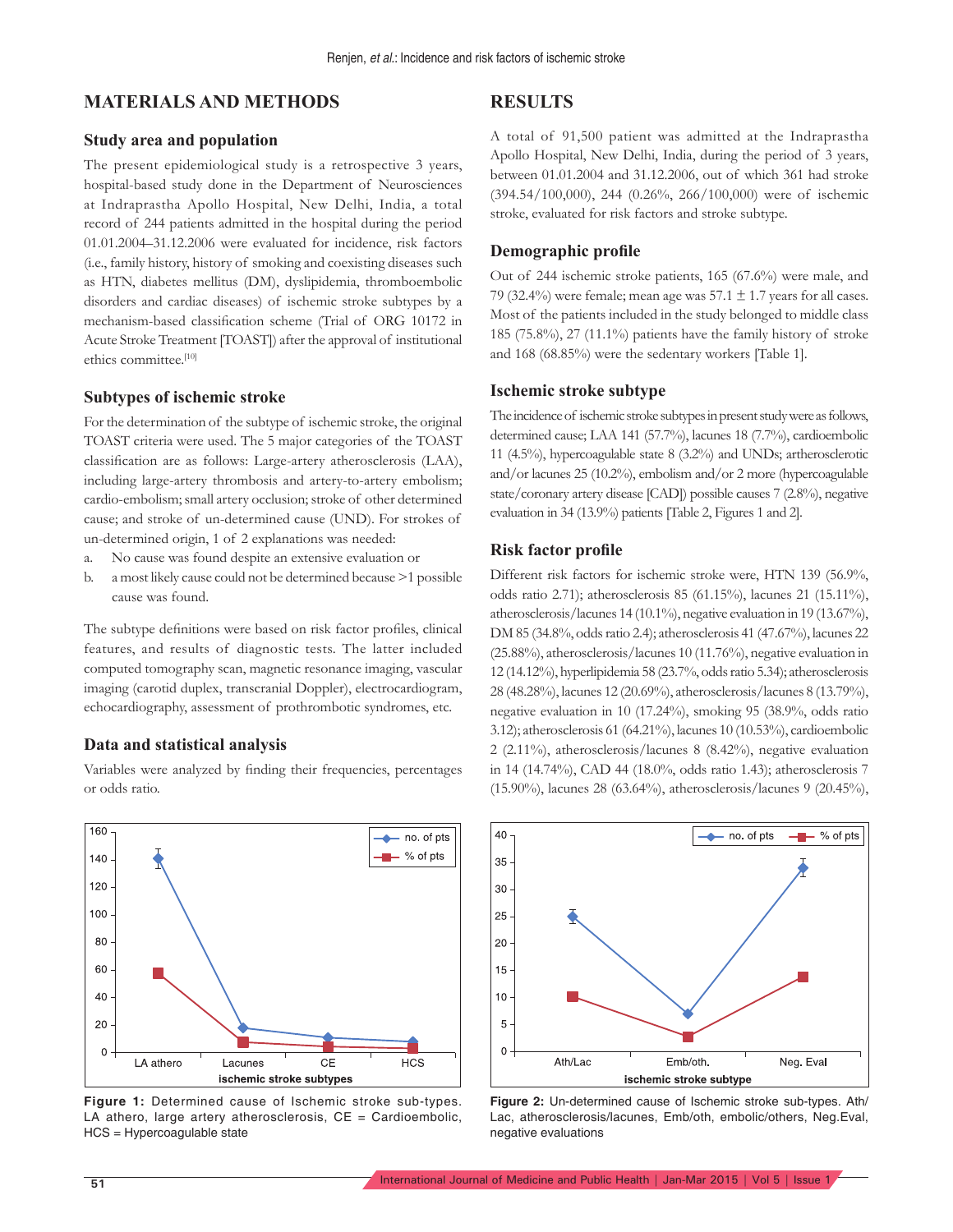## MATERIALS AND METHODS

### Study area and population

The present epidemiological study is a retrospective 3 years, hospital-based study done in the Department of Neurosciences at Indraprastha Apollo Hospital, New Delhi, India, a total record of 244 patients admitted in the hospital during the period 01.01.2004–31.12.2006 were evaluated for incidence, risk factors (i.e., family history, history of smoking and coexisting diseases such as HTN, diabetes mellitus (DM), dyslipidemia, thromboembolic disorders and cardiac diseases) of ischemic stroke subtypes by a mechanism-based classification scheme (Trial of ORG 10172 in Acute Stroke Treatment [TOAST]) after the approval of institutional ethics committee.[10]

### Subtypes of ischemic stroke

For the determination of the subtype of ischemic stroke, the original TOAST criteria were used. The 5 major categories of the TOAST classification are as follows: Large-artery atherosclerosis (LAA), including large-artery thrombosis and artery-to-artery embolism; cardio-embolism; small artery occlusion; stroke of other determined cause; and stroke of un-determined cause (UND). For strokes of un-determined origin, 1 of 2 explanations was needed:

a. No cause was found despite an extensive evaluation or
b. a most likely cause could not be determined because >1 possible cause was found.

The subtype definitions were based on risk factor profiles, clinical features, and results of diagnostic tests. The latter included computed tomography scan, magnetic resonance imaging, vascular imaging (carotid duplex, transcranial Doppler), electrocardiogram, echocardiography, assessment of prothrombotic syndromes, etc.

### Data and statistical analysis

Variables were analyzed by finding their frequencies, percentages or odds ratio.

## RESULTS

A total of 91,500 patient was admitted at the Indraprastha Apollo Hospital, New Delhi, India, during the period of 3 years, between 01.01.2004 and 31.12.2006, out of which 361 had stroke (394.54/100,000), 244 (0.26%, 266/100,000) were of ischemic stroke, evaluated for risk factors and stroke subtype.

### Demographic profile

Out of 244 ischemic stroke patients, 165 (67.6%) were male, and 79 (32.4%) were female; mean age was 57.1 ± 1.7 years for all cases. Most of the patients included in the study belonged to middle class 185 (75.8%), 27 (11.1%) patients have the family history of stroke and 168 (68.85%) were the sedentary workers [Table 1].

### Ischemic stroke subtype

The incidence of ischemic stroke subtypes in present study were as follows, determined cause; LAA 141 (57.7%), lacunes 18 (7.7%), cardioembolic 11 (4.5%), hypercoagulable state 8 (3.2%) and UNDs; artherosclerotic and/or lacunes 25 (10.2%), embolism and/or 2 more (hypercoagulable state/coronary artery disease [CAD]) possible causes 7 (2.8%), negative evaluation in 34 (13.9%) patients [Table 2, Figures 1 and 2].

### Risk factor profile

Different risk factors for ischemic stroke were, HTN 139 (56.9%, odds ratio 2.71); atherosclerosis 85 (61.15%), lacunes 21 (15.11%), atherosclerosis/lacunes 14 (10.1%), negative evaluation in 19 (13.67%), DM 85 (34.8%, odds ratio 2.4); atherosclerosis 41 (47.67%), lacunes 22 (25.88%), atherosclerosis/lacunes 10 (11.76%), negative evaluation in 12 (14.12%), hyperlipidemia 58 (23.7%, odds ratio 5.34); atherosclerosis 28 (48.28%), lacunes 12 (20.69%), atherosclerosis/lacunes 8 (13.79%), negative evaluation in 10 (17.24%), smoking 95 (38.9%, odds ratio 3.12); atherosclerosis 61 (64.21%), lacunes 10 (10.53%), cardioembolic 2 (2.11%), atherosclerosis/lacunes 8 (8.42%), negative evaluation in 14 (14.74%), CAD 44 (18.0%, odds ratio 1.43); atherosclerosis 7 (15.90%), lacunes 28 (63.64%), atherosclerosis/lacunes 9 (20.45%),

Figure 1: Determined cause of Ischemic stroke sub-types. LA athero, large artery atherosclerosis, CE = Cardioembolic, HCS = Hypercoagulable state

Figure 2: Un-determined cause of Ischemic stroke sub-types. Ath/Lac, atherosclerosis/lacunes, Emb/oth, embolic/others, Neg.Eval, negative evaluations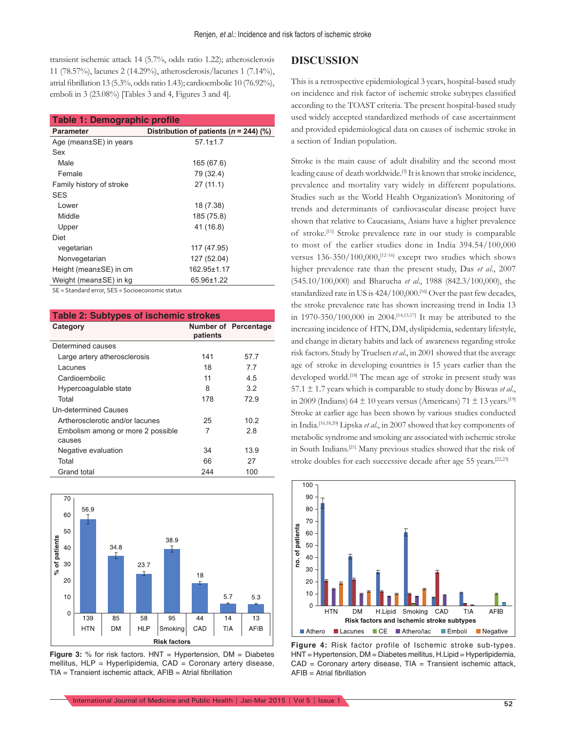transient ischemic attack 14 (5.7%, odds ratio 1.22); atherosclerosis 11 (78.57%), lacunes 2 (14.29%), atherosclerosis/lacunes 1 (7.14%), atrial fibrillation 13 (5.3%, odds ratio 1.43); cardioembolic 10 (76.92%), emboli in 3 (23.08%) [Tables 3 and 4, Figures 3 and 4].

**Table 1: Demographic profile**

| Parameter | Distribution of patients (*n* = 244) (%) |
|---|---|
| Age (mean±SE) in years | 57.1±1.7 |
| Sex | |
| Male | 165 (67.6) |
| Female | 79 (32.4) |
| Family history of stroke | 27 (11.1) |
| SES | |
| Lower | 18 (7.38) |
| Middle | 185 (75.8) |
| Upper | 41 (16.8) |
| Diet | |
| vegetarian | 117 (47.95) |
| Nonvegetarian | 127 (52.04) |
| Height (mean±SE) in cm | 162.95±1.17 |
| Weight (mean±SE) in kg | 65.96±1.22 |

SE = Standard error, SES = Socioeconomic status

**Table 2: Subtypes of ischemic strokes**

| Category | Number of patients | Percentage |
|---|---|---|
| Determined causes | | |
| Large artery atherosclerosis | 141 | 57.7 |
| Lacunes | 18 | 7.7 |
| Cardioembolic | 11 | 4.5 |
| Hypercoagulable state | 8 | 3.2 |
| Total | 178 | 72.9 |
| Un-determined Causes | | |
| Artherosclerotic and/or lacunes | 25 | 10.2 |
| Embolism among or more 2 possible causes | 7 | 2.8 |
| Negative evaluation | 34 | 13.9 |
| Total | 66 | 27 |
| Grand total | 244 | 100 |

**Figure 3:** % for risk factors. HNT = Hypertension, DM = Diabetes mellitus, HLP = Hyperlipidemia, CAD = Coronary artery disease, TIA = Transient ischemic attack, AFIB = Atrial fibrillation

## DISCUSSION

This is a retrospective epidemiological 3 years, hospital-based study on incidence and risk factor of ischemic stroke subtypes classified according to the TOAST criteria. The present hospital-based study used widely accepted standardized methods of case ascertainment and provided epidemiological data on causes of ischemic stroke in a section of Indian population.

Stroke is the main cause of adult disability and the second most leading cause of death worldwide.[3] It is known that stroke incidence, prevalence and mortality vary widely in different populations. Studies such as the World Health Organization's Monitoring of trends and determinants of cardiovascular disease project have shown that relative to Caucasians, Asians have a higher prevalence of stroke.[11] Stroke prevalence rate in our study is comparable to most of the earlier studies done in India 394.54/100,000 versus 136-350/100,000,[12-16] except two studies which shows higher prevalence rate than the present study, Das *et al.*, 2007 (545.10/100,000) and Bharucha *et al.*, 1988 (842.3/100,000), the standardized rate in US is 424/100,000.[16] Over the past few decades, the stroke prevalence rate has shown increasing trend in India 13 in 1970-350/100,000 in 2004.[14,15,17] It may be attributed to the increasing incidence of HTN, DM, dyslipidemia, sedentary lifestyle, and change in dietary habits and lack of awareness regarding stroke risk factors. Study by Truelsen *et al.*, in 2001 showed that the average age of stroke in developing countries is 15 years earlier than the developed world.[18] The mean age of stroke in present study was 57.1 ± 1.7 years which is comparable to study done by Biswas *et al.*, in 2009 (Indians) 64 ± 10 years versus (Americans) 71 ± 13 years.[19] Stroke at earlier age has been shown by various studies conducted in India.[16,18,20] Lipska *et al.*, in 2007 showed that key components of metabolic syndrome and smoking are associated with ischemic stroke in South Indians.[21] Many previous studies showed that the risk of stroke doubles for each successive decade after age 55 years.[22,23]

**Figure 4:** Risk factor profile of Ischemic stroke sub-types. HNT = Hypertension, DM = Diabetes mellitus, H.Lipid = Hyperlipidemia, CAD = Coronary artery disease, TIA = Transient ischemic attack, AFIB = Atrial fibrillation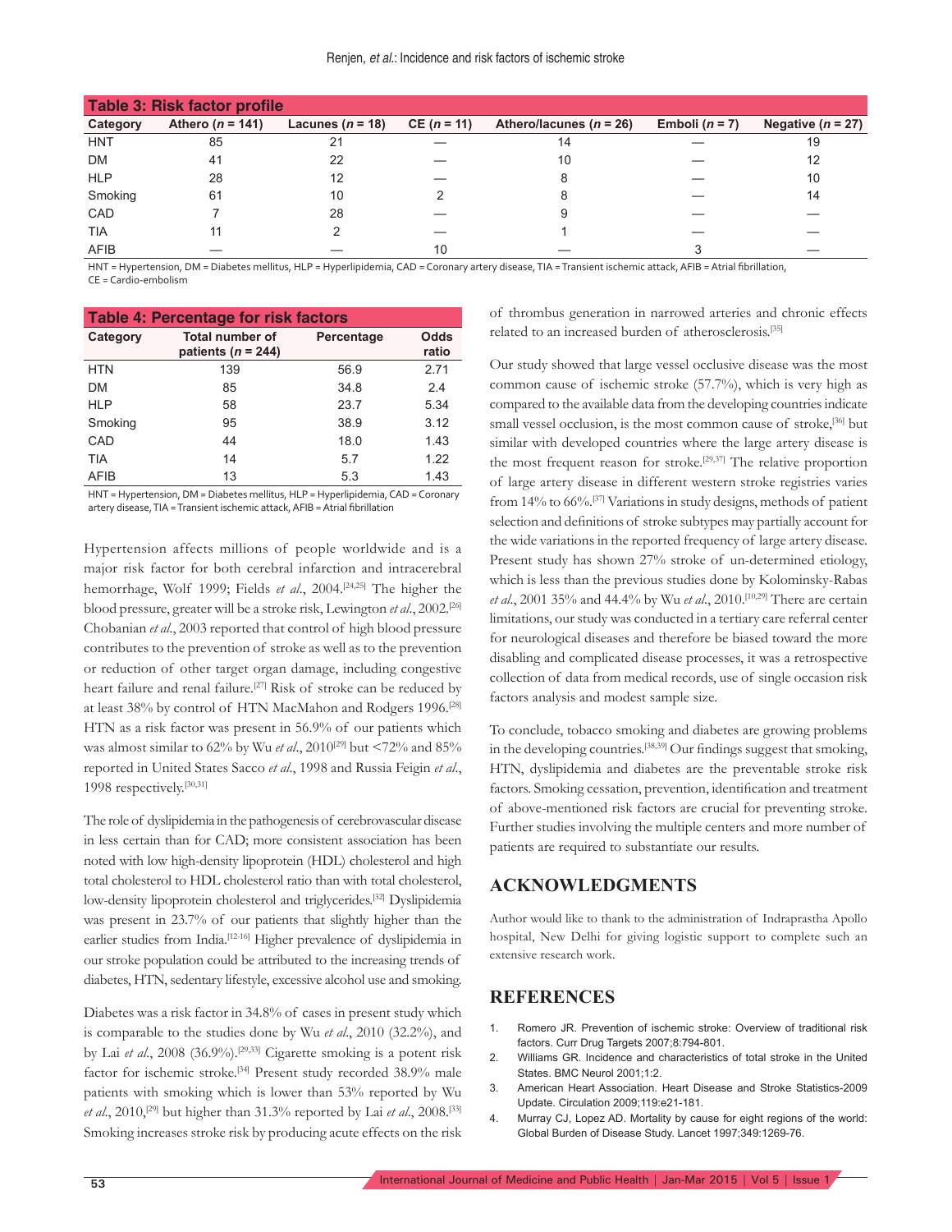**Table 3: Risk factor profile**

| Category | Athero (*n* = 141) | Lacunes (*n* = 18) | CE (*n* = 11) | Athero/lacunes (*n* = 26) | Emboli (*n* = 7) | Negative (*n* = 27) |
|---|---|---|---|---|---|---|
| HNT | 85 | 21 | — | 14 | — | 19 |
| DM | 41 | 22 | — | 10 | — | 12 |
| HLP | 28 | 12 | — | 8 | — | 10 |
| Smoking | 61 | 10 | 2 | 8 | — | 14 |
| CAD | 7 | 28 | — | 9 | — | — |
| TIA | 11 | 2 | — | 1 | — | — |
| AFIB | — | — | 10 | — | 3 | — |

HNT = Hypertension, DM = Diabetes mellitus, HLP = Hyperlipidemia, CAD = Coronary artery disease, TIA = Transient ischemic attack, AFIB = Atrial fibrillation, CE = Cardio-embolism

**Table 4: Percentage for risk factors**

| Category | Total number of patients (*n* = 244) | Percentage | Odds ratio |
|---|---|---|---|
| HTN | 139 | 56.9 | 2.71 |
| DM | 85 | 34.8 | 2.4 |
| HLP | 58 | 23.7 | 5.34 |
| Smoking | 95 | 38.9 | 3.12 |
| CAD | 44 | 18.0 | 1.43 |
| TIA | 14 | 5.7 | 1.22 |
| AFIB | 13 | 5.3 | 1.43 |

HNT = Hypertension, DM = Diabetes mellitus, HLP = Hyperlipidemia, CAD = Coronary artery disease, TIA = Transient ischemic attack, AFIB = Atrial fibrillation

Hypertension affects millions of people worldwide and is a major risk factor for both cerebral infarction and intracerebral hemorrhage, Wolf 1999; Fields *et al*., 2004.[24,25] The higher the blood pressure, greater will be a stroke risk, Lewington *et al*., 2002.[26] Chobanian *et al*., 2003 reported that control of high blood pressure contributes to the prevention of stroke as well as to the prevention or reduction of other target organ damage, including congestive heart failure and renal failure.[27] Risk of stroke can be reduced by at least 38% by control of HTN MacMahon and Rodgers 1996.[28] HTN as a risk factor was present in 56.9% of our patients which was almost similar to 62% by Wu *et al*., 2010[29] but <72% and 85% reported in United States Sacco *et al*., 1998 and Russia Feigin *et al*., 1998 respectively.[30,31]

The role of dyslipidemia in the pathogenesis of cerebrovascular disease in less certain than for CAD; more consistent association has been noted with low high-density lipoprotein (HDL) cholesterol and high total cholesterol to HDL cholesterol ratio than with total cholesterol, low-density lipoprotein cholesterol and triglycerides.[32] Dyslipidemia was present in 23.7% of our patients that slightly higher than the earlier studies from India.[12-16] Higher prevalence of dyslipidemia in our stroke population could be attributed to the increasing trends of diabetes, HTN, sedentary lifestyle, excessive alcohol use and smoking.

Diabetes was a risk factor in 34.8% of cases in present study which is comparable to the studies done by Wu *et al*., 2010 (32.2%), and by Lai *et al*., 2008 (36.9%).[29,33] Cigarette smoking is a potent risk factor for ischemic stroke.[34] Present study recorded 38.9% male patients with smoking which is lower than 53% reported by Wu *et al*., 2010,[29] but higher than 31.3% reported by Lai *et al*., 2008.[33] Smoking increases stroke risk by producing acute effects on the risk of thrombus generation in narrowed arteries and chronic effects related to an increased burden of atherosclerosis.[35]

Our study showed that large vessel occlusive disease was the most common cause of ischemic stroke (57.7%), which is very high as compared to the available data from the developing countries indicate small vessel occlusion, is the most common cause of stroke,[36] but similar with developed countries where the large artery disease is the most frequent reason for stroke.[29,37] The relative proportion of large artery disease in different western stroke registries varies from 14% to 66%.[37] Variations in study designs, methods of patient selection and definitions of stroke subtypes may partially account for the wide variations in the reported frequency of large artery disease. Present study has shown 27% stroke of un-determined etiology, which is less than the previous studies done by Kolominsky-Rabas *et al*., 2001 35% and 44.4% by Wu *et al*., 2010.[10,29] There are certain limitations, our study was conducted in a tertiary care referral center for neurological diseases and therefore be biased toward the more disabling and complicated disease processes, it was a retrospective collection of data from medical records, use of single occasion risk factors analysis and modest sample size.

To conclude, tobacco smoking and diabetes are growing problems in the developing countries.[38,39] Our findings suggest that smoking, HTN, dyslipidemia and diabetes are the preventable stroke risk factors. Smoking cessation, prevention, identification and treatment of above-mentioned risk factors are crucial for preventing stroke. Further studies involving the multiple centers and more number of patients are required to substantiate our results.

## ACKNOWLEDGMENTS

Author would like to thank to the administration of Indraprastha Apollo hospital, New Delhi for giving logistic support to complete such an extensive research work.

## REFERENCES

1. Romero JR. Prevention of ischemic stroke: Overview of traditional risk factors. Curr Drug Targets 2007;8:794-801.
2. Williams GR. Incidence and characteristics of total stroke in the United States. BMC Neurol 2001;1:2.
3. American Heart Association. Heart Disease and Stroke Statistics-2009 Update. Circulation 2009;119:e21-181.
4. Murray CJ, Lopez AD. Mortality by cause for eight regions of the world: Global Burden of Disease Study. Lancet 1997;349:1269-76.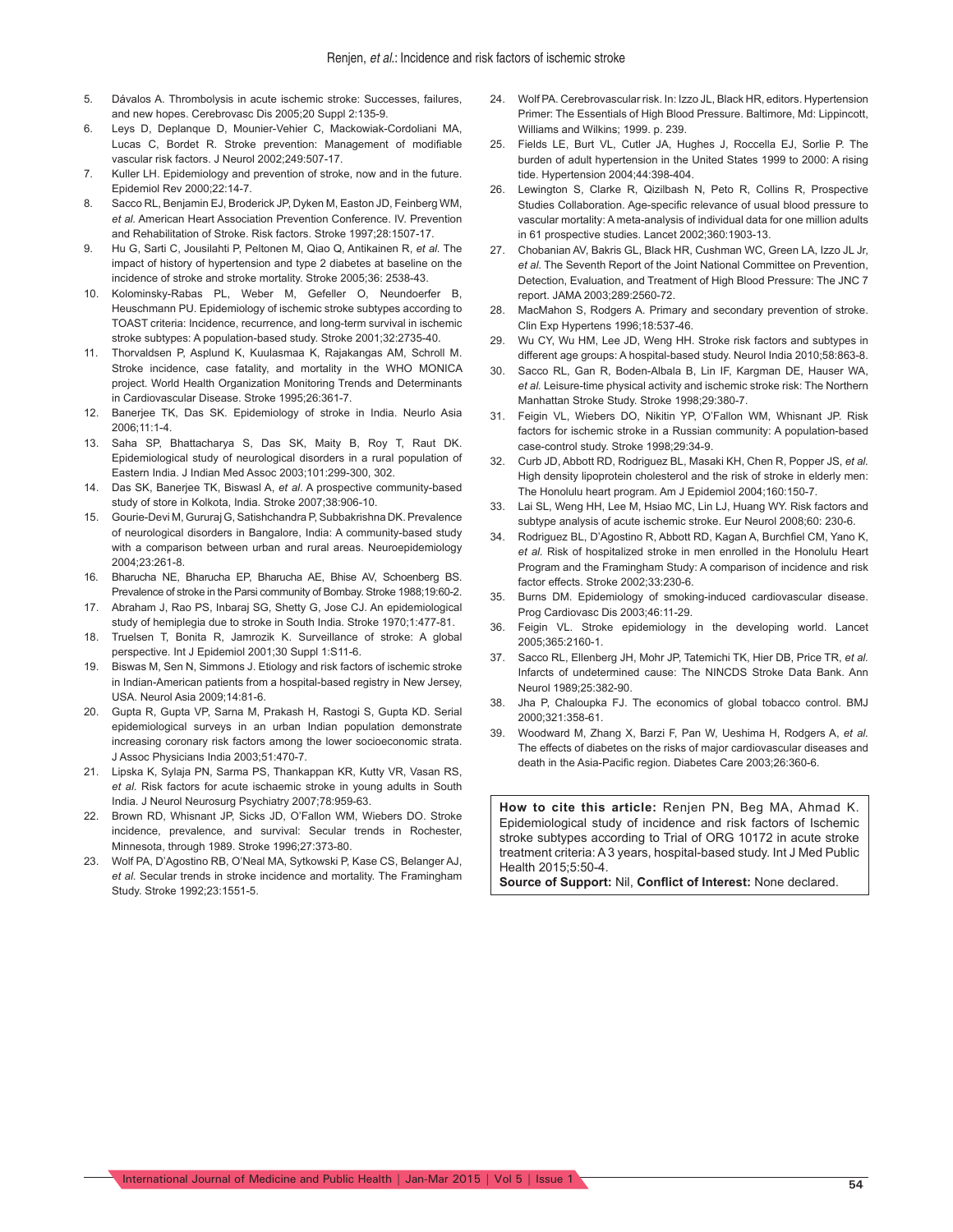5. Dávalos A. Thrombolysis in acute ischemic stroke: Successes, failures, and new hopes. Cerebrovasc Dis 2005;20 Suppl 2:135-9.
6. Leys D, Deplanque D, Mounier-Vehier C, Mackowiak-Cordoliani MA, Lucas C, Bordet R. Stroke prevention: Management of modifiable vascular risk factors. J Neurol 2002;249:507-17.
7. Kuller LH. Epidemiology and prevention of stroke, now and in the future. Epidemiol Rev 2000;22:14-7.
8. Sacco RL, Benjamin EJ, Broderick JP, Dyken M, Easton JD, Feinberg WM, *et al.* American Heart Association Prevention Conference. IV. Prevention and Rehabilitation of Stroke. Risk factors. Stroke 1997;28:1507-17.
9. Hu G, Sarti C, Jousilahti P, Peltonen M, Qiao Q, Antikainen R, *et al.* The impact of history of hypertension and type 2 diabetes at baseline on the incidence of stroke and stroke mortality. Stroke 2005;36: 2538-43.
10. Kolominsky-Rabas PL, Weber M, Gefeller O, Neundoerfer B, Heuschmann PU. Epidemiology of ischemic stroke subtypes according to TOAST criteria: Incidence, recurrence, and long-term survival in ischemic stroke subtypes: A population-based study. Stroke 2001;32:2735-40.
11. Thorvaldsen P, Asplund K, Kuulasmaa K, Rajakangas AM, Schroll M. Stroke incidence, case fatality, and mortality in the WHO MONICA project. World Health Organization Monitoring Trends and Determinants in Cardiovascular Disease. Stroke 1995;26:361-7.
12. Banerjee TK, Das SK. Epidemiology of stroke in India. Neurlo Asia 2006;11:1-4.
13. Saha SP, Bhattacharya S, Das SK, Maity B, Roy T, Raut DK. Epidemiological study of neurological disorders in a rural population of Eastern India. J Indian Med Assoc 2003;101:299-300, 302.
14. Das SK, Banerjee TK, Biswasl A, *et al*. A prospective community-based study of store in Kolkota, India. Stroke 2007;38:906-10.
15. Gourie-Devi M, Gururaj G, Satishchandra P, Subbakrishna DK. Prevalence of neurological disorders in Bangalore, India: A community-based study with a comparison between urban and rural areas. Neuroepidemiology 2004;23:261-8.
16. Bharucha NE, Bharucha EP, Bharucha AE, Bhise AV, Schoenberg BS. Prevalence of stroke in the Parsi community of Bombay. Stroke 1988;19:60-2.
17. Abraham J, Rao PS, Inbaraj SG, Shetty G, Jose CJ. An epidemiological study of hemiplegia due to stroke in South India. Stroke 1970;1:477-81.
18. Truelsen T, Bonita R, Jamrozik K. Surveillance of stroke: A global perspective. Int J Epidemiol 2001;30 Suppl 1:S11-6.
19. Biswas M, Sen N, Simmons J. Etiology and risk factors of ischemic stroke in Indian-American patients from a hospital-based registry in New Jersey, USA. Neurol Asia 2009;14:81-6.
20. Gupta R, Gupta VP, Sarna M, Prakash H, Rastogi S, Gupta KD. Serial epidemiological surveys in an urban Indian population demonstrate increasing coronary risk factors among the lower socioeconomic strata. J Assoc Physicians India 2003;51:470-7.
21. Lipska K, Sylaja PN, Sarma PS, Thankappan KR, Kutty VR, Vasan RS, *et al.* Risk factors for acute ischaemic stroke in young adults in South India. J Neurol Neurosurg Psychiatry 2007;78:959-63.
22. Brown RD, Whisnant JP, Sicks JD, O'Fallon WM, Wiebers DO. Stroke incidence, prevalence, and survival: Secular trends in Rochester, Minnesota, through 1989. Stroke 1996;27:373-80.
23. Wolf PA, D'Agostino RB, O'Neal MA, Sytkowski P, Kase CS, Belanger AJ, *et al.* Secular trends in stroke incidence and mortality. The Framingham Study. Stroke 1992;23:1551-5.
24. Wolf PA. Cerebrovascular risk. In: Izzo JL, Black HR, editors. Hypertension Primer: The Essentials of High Blood Pressure. Baltimore, Md: Lippincott, Williams and Wilkins; 1999. p. 239.
25. Fields LE, Burt VL, Cutler JA, Hughes J, Roccella EJ, Sorlie P. The burden of adult hypertension in the United States 1999 to 2000: A rising tide. Hypertension 2004;44:398-404.
26. Lewington S, Clarke R, Qizilbash N, Peto R, Collins R, Prospective Studies Collaboration. Age-specific relevance of usual blood pressure to vascular mortality: A meta-analysis of individual data for one million adults in 61 prospective studies. Lancet 2002;360:1903-13.
27. Chobanian AV, Bakris GL, Black HR, Cushman WC, Green LA, Izzo JL Jr, *et al.* The Seventh Report of the Joint National Committee on Prevention, Detection, Evaluation, and Treatment of High Blood Pressure: The JNC 7 report. JAMA 2003;289:2560-72.
28. MacMahon S, Rodgers A. Primary and secondary prevention of stroke. Clin Exp Hypertens 1996;18:537-46.
29. Wu CY, Wu HM, Lee JD, Weng HH. Stroke risk factors and subtypes in different age groups: A hospital-based study. Neurol India 2010;58:863-8.
30. Sacco RL, Gan R, Boden-Albala B, Lin IF, Kargman DE, Hauser WA, *et al.* Leisure-time physical activity and ischemic stroke risk: The Northern Manhattan Stroke Study. Stroke 1998;29:380-7.
31. Feigin VL, Wiebers DO, Nikitin YP, O'Fallon WM, Whisnant JP. Risk factors for ischemic stroke in a Russian community: A population-based case-control study. Stroke 1998;29:34-9.
32. Curb JD, Abbott RD, Rodriguez BL, Masaki KH, Chen R, Popper JS, *et al.* High density lipoprotein cholesterol and the risk of stroke in elderly men: The Honolulu heart program. Am J Epidemiol 2004;160:150-7.
33. Lai SL, Weng HH, Lee M, Hsiao MC, Lin LJ, Huang WY. Risk factors and subtype analysis of acute ischemic stroke. Eur Neurol 2008;60: 230-6.
34. Rodriguez BL, D'Agostino R, Abbott RD, Kagan A, Burchfiel CM, Yano K, *et al.* Risk of hospitalized stroke in men enrolled in the Honolulu Heart Program and the Framingham Study: A comparison of incidence and risk factor effects. Stroke 2002;33:230-6.
35. Burns DM. Epidemiology of smoking-induced cardiovascular disease. Prog Cardiovasc Dis 2003;46:11-29.
36. Feigin VL. Stroke epidemiology in the developing world. Lancet 2005;365:2160-1.
37. Sacco RL, Ellenberg JH, Mohr JP, Tatemichi TK, Hier DB, Price TR, *et al.* Infarcts of undetermined cause: The NINCDS Stroke Data Bank. Ann Neurol 1989;25:382-90.
38. Jha P, Chaloupka FJ. The economics of global tobacco control. BMJ 2000;321:358-61.
39. Woodward M, Zhang X, Barzi F, Pan W, Ueshima H, Rodgers A, *et al.* The effects of diabetes on the risks of major cardiovascular diseases and death in the Asia-Pacific region. Diabetes Care 2003;26:360-6.

**How to cite this article:** Renjen PN, Beg MA, Ahmad K. Epidemiological study of incidence and risk factors of Ischemic stroke subtypes according to Trial of ORG 10172 in acute stroke treatment criteria: A 3 years, hospital-based study. Int J Med Public Health 2015;5:50-4.

**Source of Support:** Nil, **Conflict of Interest:** None declared.